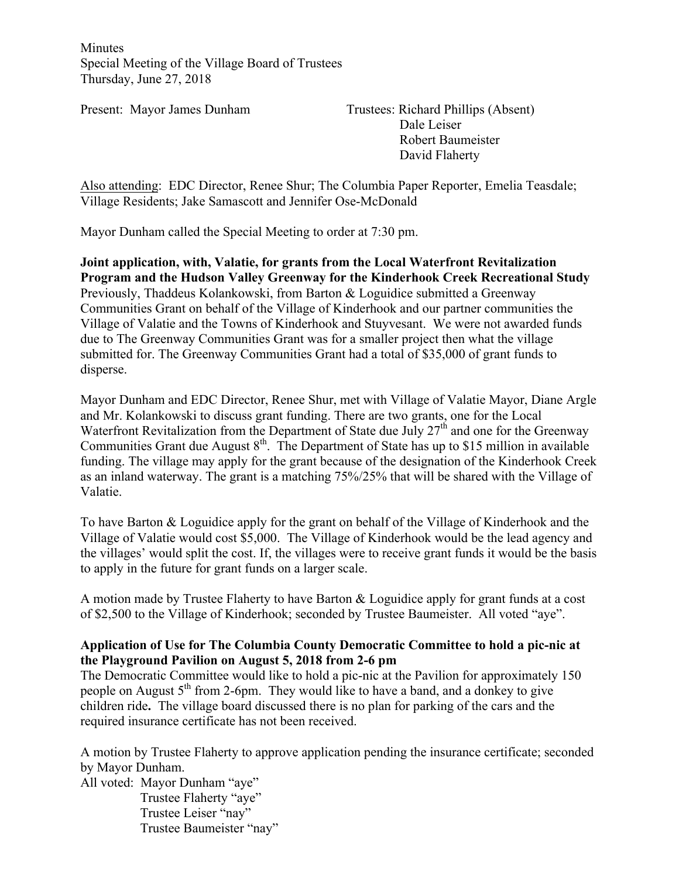Minutes
Special Meeting of the Village Board of Trustees
Thursday, June 27, 2018

Present: Mayor James Dunham

Trustees: Richard Phillips (Absent)
Dale Leiser
Robert Baumeister
David Flaherty

Also attending: EDC Director, Renee Shur; The Columbia Paper Reporter, Emelia Teasdale; Village Residents; Jake Samascott and Jennifer Ose-McDonald

Mayor Dunham called the Special Meeting to order at 7:30 pm.

**Joint application, with, Valatie, for grants from the Local Waterfront Revitalization Program and the Hudson Valley Greenway for the Kinderhook Creek Recreational Study**

Previously, Thaddeus Kolankowski, from Barton & Loguidice submitted a Greenway Communities Grant on behalf of the Village of Kinderhook and our partner communities the Village of Valatie and the Towns of Kinderhook and Stuyvesant. We were not awarded funds due to The Greenway Communities Grant was for a smaller project then what the village submitted for. The Greenway Communities Grant had a total of $35,000 of grant funds to disperse.

Mayor Dunham and EDC Director, Renee Shur, met with Village of Valatie Mayor, Diane Argle and Mr. Kolankowski to discuss grant funding. There are two grants, one for the Local Waterfront Revitalization from the Department of State due July 27th and one for the Greenway Communities Grant due August 8th. The Department of State has up to $15 million in available funding. The village may apply for the grant because of the designation of the Kinderhook Creek as an inland waterway. The grant is a matching 75%/25% that will be shared with the Village of Valatie.

To have Barton & Loguidice apply for the grant on behalf of the Village of Kinderhook and the Village of Valatie would cost $5,000. The Village of Kinderhook would be the lead agency and the villages' would split the cost. If, the villages were to receive grant funds it would be the basis to apply in the future for grant funds on a larger scale.

A motion made by Trustee Flaherty to have Barton & Loguidice apply for grant funds at a cost of $2,500 to the Village of Kinderhook; seconded by Trustee Baumeister. All voted "aye".

**Application of Use for The Columbia County Democratic Committee to hold a pic-nic at the Playground Pavilion on August 5, 2018 from 2-6 pm**

The Democratic Committee would like to hold a pic-nic at the Pavilion for approximately 150 people on August 5th from 2-6pm. They would like to have a band, and a donkey to give children ride**.** The village board discussed there is no plan for parking of the cars and the required insurance certificate has not been received.

A motion by Trustee Flaherty to approve application pending the insurance certificate; seconded by Mayor Dunham.

All voted: Mayor Dunham "aye"
Trustee Flaherty "aye"
Trustee Leiser "nay"
Trustee Baumeister "nay"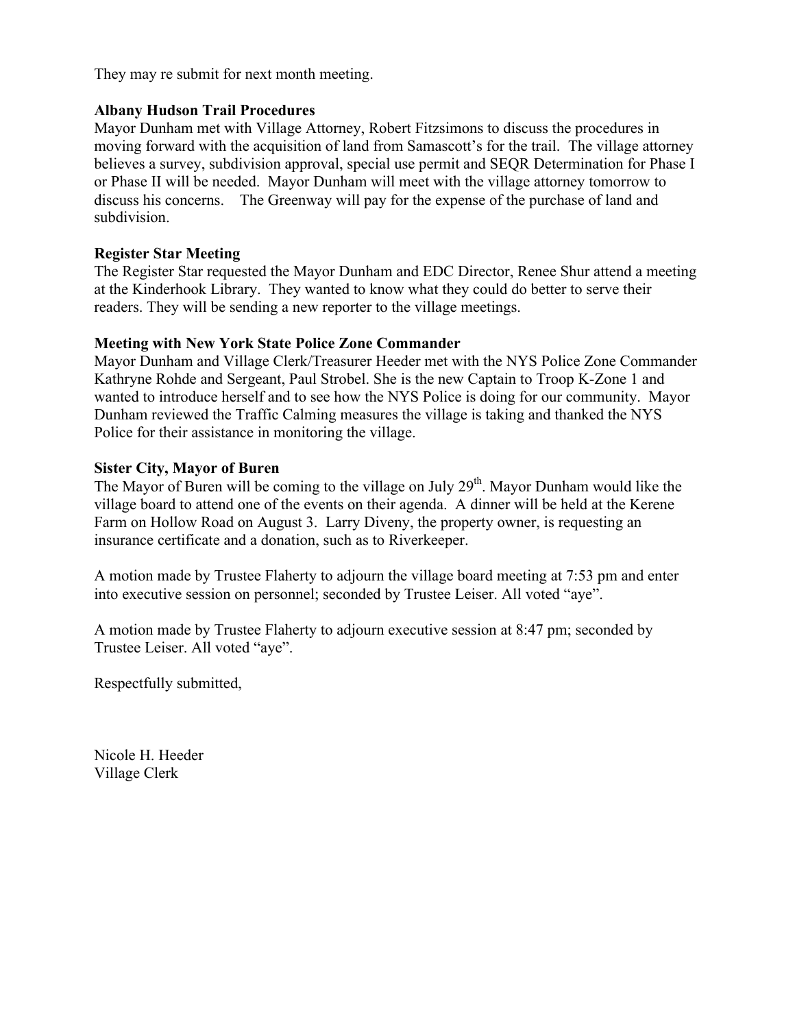They may re submit for next month meeting.

**Albany Hudson Trail Procedures**
Mayor Dunham met with Village Attorney, Robert Fitzsimons to discuss the procedures in moving forward with the acquisition of land from Samascott's for the trail. The village attorney believes a survey, subdivision approval, special use permit and SEQR Determination for Phase I or Phase II will be needed. Mayor Dunham will meet with the village attorney tomorrow to discuss his concerns. The Greenway will pay for the expense of the purchase of land and subdivision.

**Register Star Meeting**
The Register Star requested the Mayor Dunham and EDC Director, Renee Shur attend a meeting at the Kinderhook Library. They wanted to know what they could do better to serve their readers. They will be sending a new reporter to the village meetings.

**Meeting with New York State Police Zone Commander**
Mayor Dunham and Village Clerk/Treasurer Heeder met with the NYS Police Zone Commander Kathryne Rohde and Sergeant, Paul Strobel. She is the new Captain to Troop K-Zone 1 and wanted to introduce herself and to see how the NYS Police is doing for our community. Mayor Dunham reviewed the Traffic Calming measures the village is taking and thanked the NYS Police for their assistance in monitoring the village.

**Sister City, Mayor of Buren**
The Mayor of Buren will be coming to the village on July 29th. Mayor Dunham would like the village board to attend one of the events on their agenda. A dinner will be held at the Kerene Farm on Hollow Road on August 3. Larry Diveny, the property owner, is requesting an insurance certificate and a donation, such as to Riverkeeper.

A motion made by Trustee Flaherty to adjourn the village board meeting at 7:53 pm and enter into executive session on personnel; seconded by Trustee Leiser. All voted "aye".

A motion made by Trustee Flaherty to adjourn executive session at 8:47 pm; seconded by Trustee Leiser. All voted "aye".

Respectfully submitted,

Nicole H. Heeder
Village Clerk